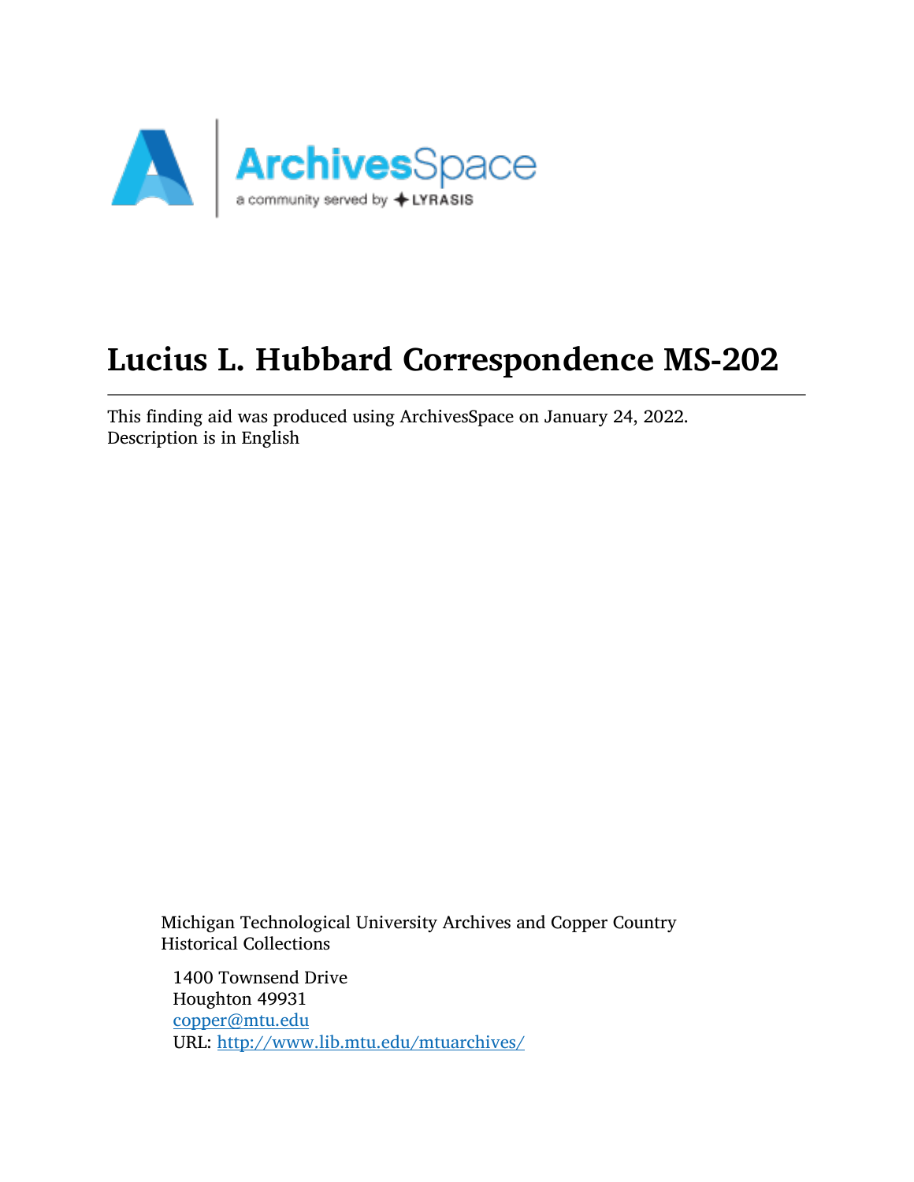# Lucius L. Hubbard Correspondence MS-202

This finding aid was produced using ArchivesSpace on January 24, 2022.
Description is in English

Michigan Technological University Archives and Copper Country Historical Collections

1400 Townsend Drive
Houghton 49931
copper@mtu.edu
URL: http://www.lib.mtu.edu/mtuarchives/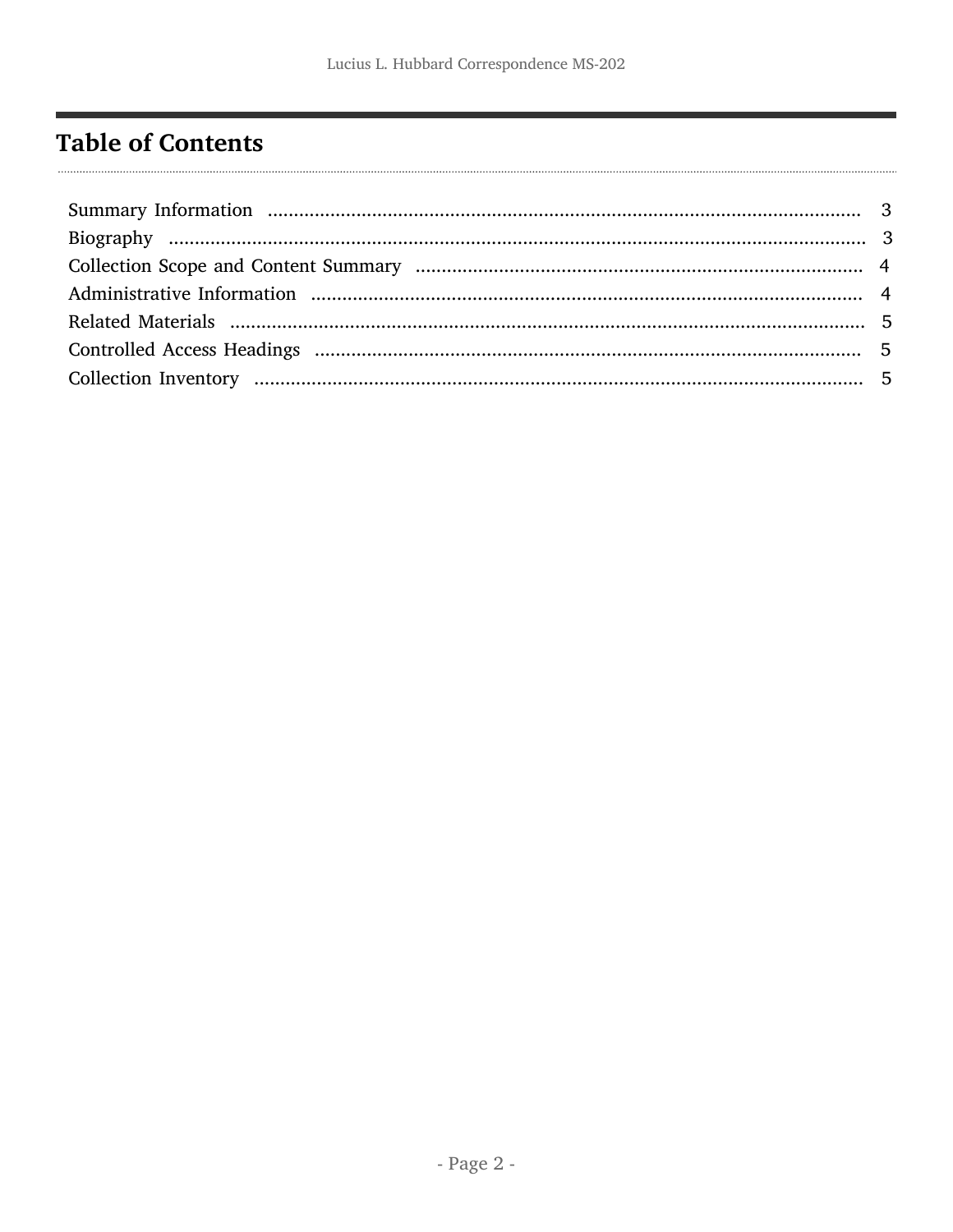## Table of Contents

- Summary Information ..... 3
- Biography ..... 3
- Collection Scope and Content Summary ..... 4
- Administrative Information ..... 4
- Related Materials ..... 5
- Controlled Access Headings ..... 5
- Collection Inventory ..... 5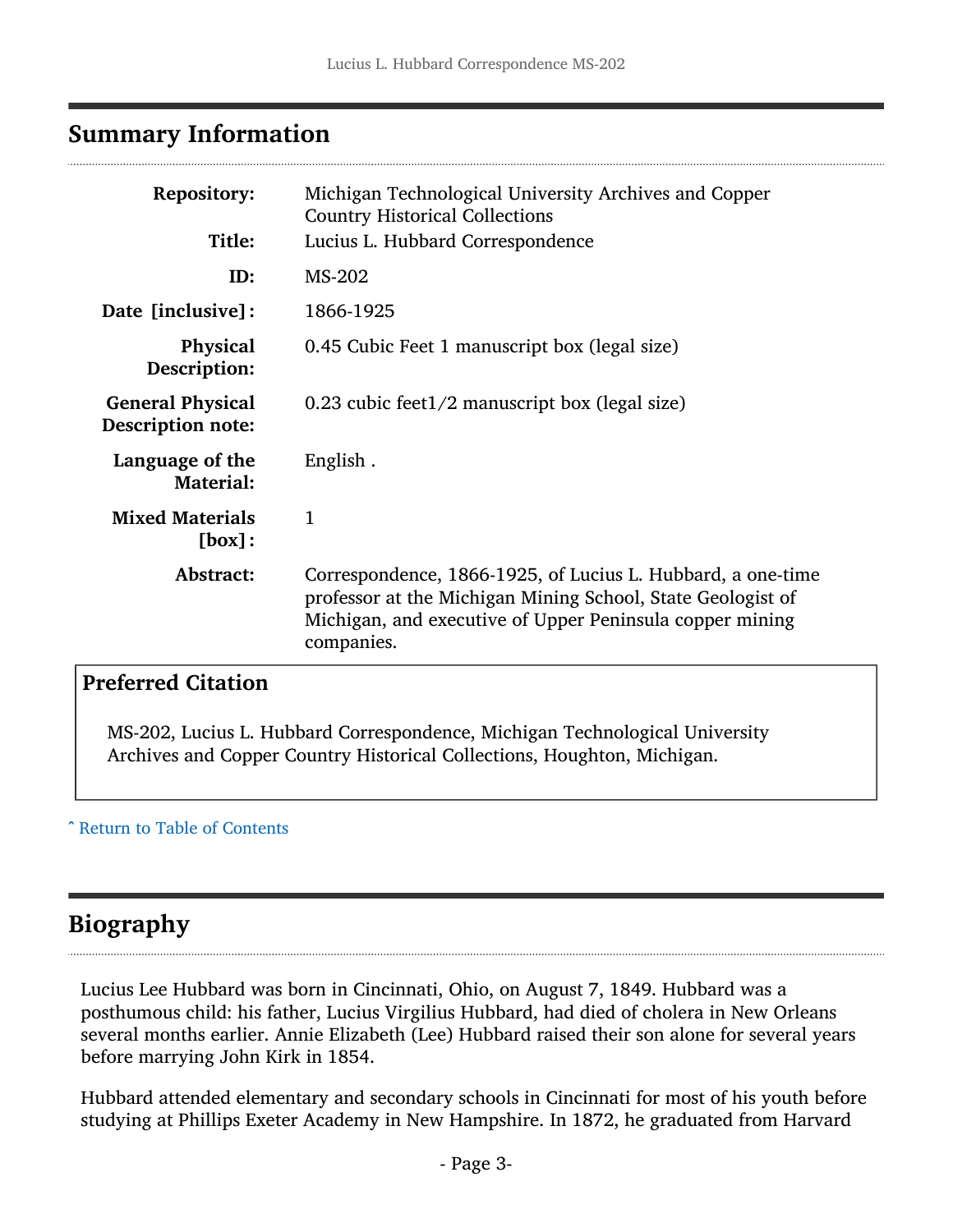## Summary Information

| | |
|---|---|
| **Repository:** | Michigan Technological University Archives and Copper Country Historical Collections |
| **Title:** | Lucius L. Hubbard Correspondence |
| **ID:** | MS-202 |
| **Date [inclusive]:** | 1866-1925 |
| **Physical Description:** | 0.45 Cubic Feet 1 manuscript box (legal size) |
| **General Physical Description note:** | 0.23 cubic feet1/2 manuscript box (legal size) |
| **Language of the Material:** | English . |
| **Mixed Materials [box]:** | 1 |
| **Abstract:** | Correspondence, 1866-1925, of Lucius L. Hubbard, a one-time professor at the Michigan Mining School, State Geologist of Michigan, and executive of Upper Peninsula copper mining companies. |

### Preferred Citation

MS-202, Lucius L. Hubbard Correspondence, Michigan Technological University Archives and Copper Country Historical Collections, Houghton, Michigan.

ˆ Return to Table of Contents

## Biography

Lucius Lee Hubbard was born in Cincinnati, Ohio, on August 7, 1849. Hubbard was a posthumous child: his father, Lucius Virgilius Hubbard, had died of cholera in New Orleans several months earlier. Annie Elizabeth (Lee) Hubbard raised their son alone for several years before marrying John Kirk in 1854.

Hubbard attended elementary and secondary schools in Cincinnati for most of his youth before studying at Phillips Exeter Academy in New Hampshire. In 1872, he graduated from Harvard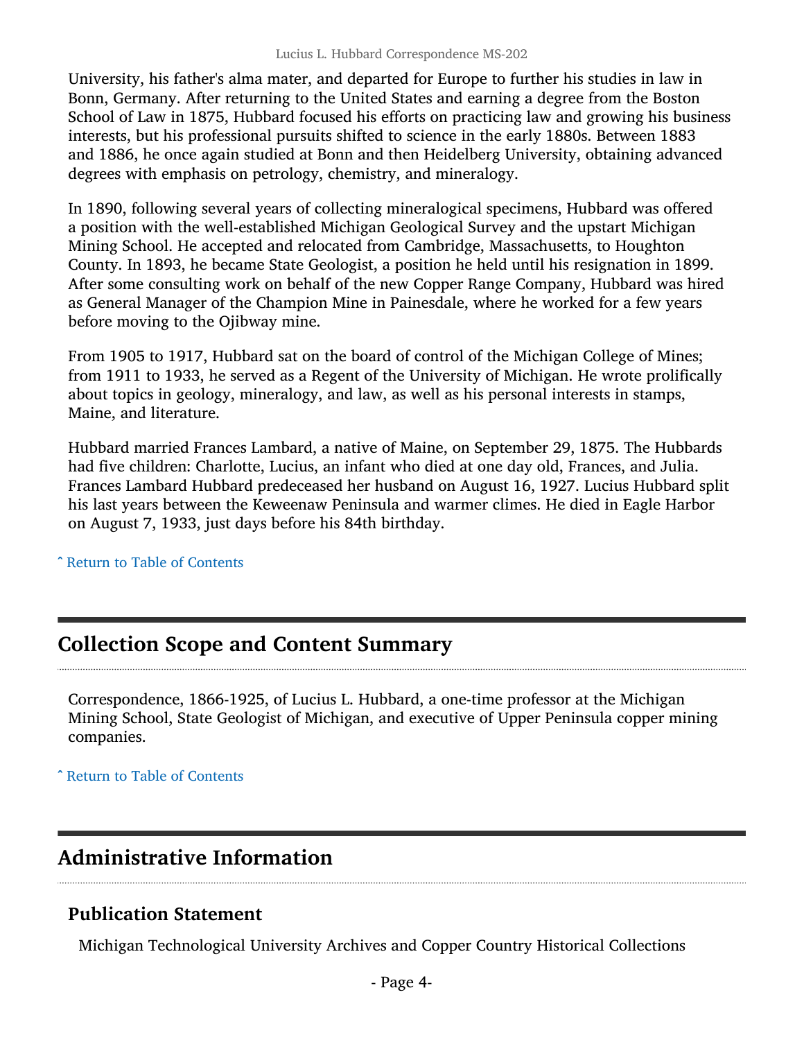University, his father's alma mater, and departed for Europe to further his studies in law in Bonn, Germany. After returning to the United States and earning a degree from the Boston School of Law in 1875, Hubbard focused his efforts on practicing law and growing his business interests, but his professional pursuits shifted to science in the early 1880s. Between 1883 and 1886, he once again studied at Bonn and then Heidelberg University, obtaining advanced degrees with emphasis on petrology, chemistry, and mineralogy.

In 1890, following several years of collecting mineralogical specimens, Hubbard was offered a position with the well-established Michigan Geological Survey and the upstart Michigan Mining School. He accepted and relocated from Cambridge, Massachusetts, to Houghton County. In 1893, he became State Geologist, a position he held until his resignation in 1899. After some consulting work on behalf of the new Copper Range Company, Hubbard was hired as General Manager of the Champion Mine in Painesdale, where he worked for a few years before moving to the Ojibway mine.

From 1905 to 1917, Hubbard sat on the board of control of the Michigan College of Mines; from 1911 to 1933, he served as a Regent of the University of Michigan. He wrote prolifically about topics in geology, mineralogy, and law, as well as his personal interests in stamps, Maine, and literature.

Hubbard married Frances Lambard, a native of Maine, on September 29, 1875. The Hubbards had five children: Charlotte, Lucius, an infant who died at one day old, Frances, and Julia. Frances Lambard Hubbard predeceased her husband on August 16, 1927. Lucius Hubbard split his last years between the Keweenaw Peninsula and warmer climes. He died in Eagle Harbor on August 7, 1933, just days before his 84th birthday.

ˆ Return to Table of Contents

## Collection Scope and Content Summary

Correspondence, 1866-1925, of Lucius L. Hubbard, a one-time professor at the Michigan Mining School, State Geologist of Michigan, and executive of Upper Peninsula copper mining companies.

ˆ Return to Table of Contents

## Administrative Information

### Publication Statement

Michigan Technological University Archives and Copper Country Historical Collections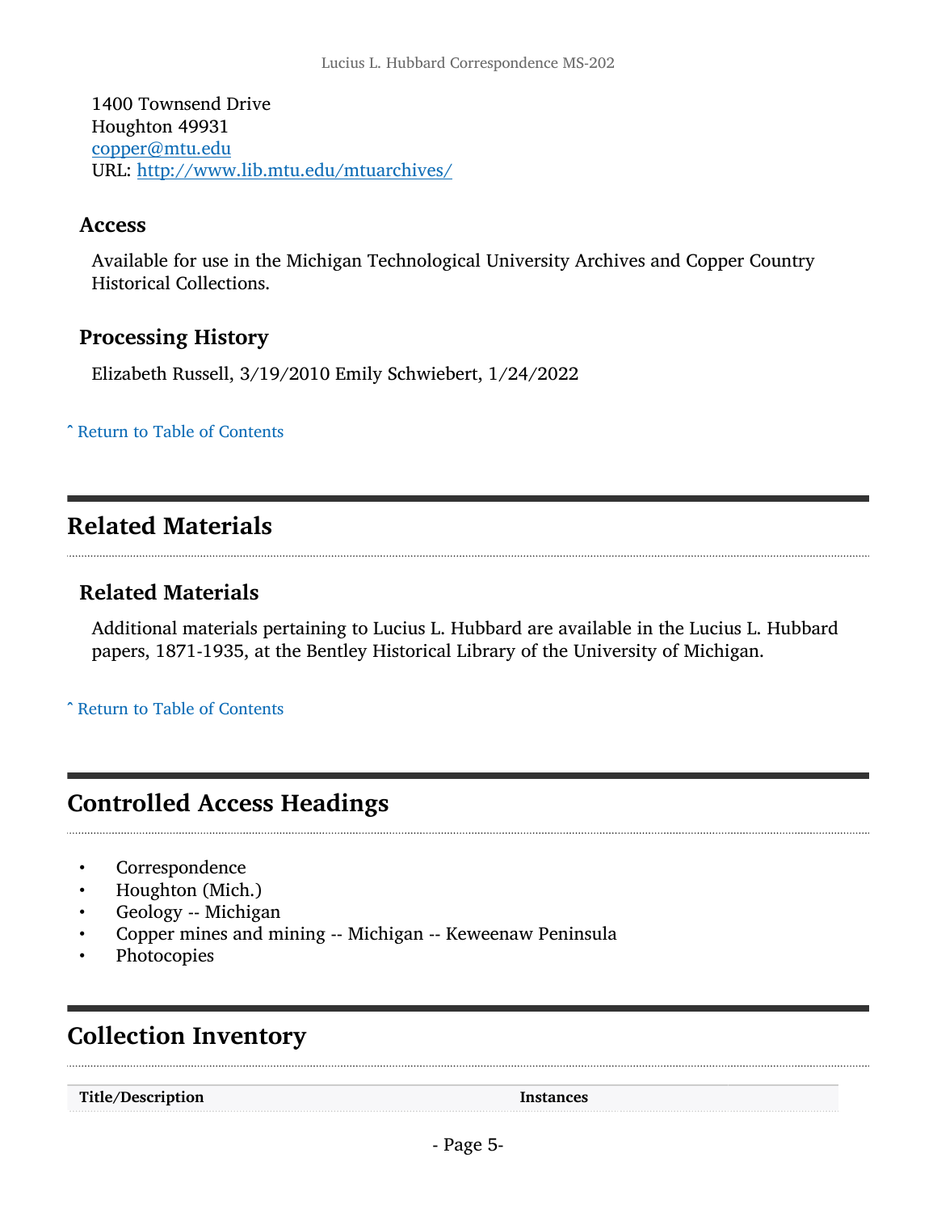1400 Townsend Drive
Houghton 49931
copper@mtu.edu
URL: http://www.lib.mtu.edu/mtuarchives/

### Access

Available for use in the Michigan Technological University Archives and Copper Country Historical Collections.

### Processing History

Elizabeth Russell, 3/19/2010 Emily Schwiebert, 1/24/2022

ˆ Return to Table of Contents

## Related Materials

### Related Materials

Additional materials pertaining to Lucius L. Hubbard are available in the Lucius L. Hubbard papers, 1871-1935, at the Bentley Historical Library of the University of Michigan.

ˆ Return to Table of Contents

## Controlled Access Headings

- Correspondence
- Houghton (Mich.)
- Geology -- Michigan
- Copper mines and mining -- Michigan -- Keweenaw Peninsula
- Photocopies

## Collection Inventory

| Title/Description | Instances |
| --- | --- |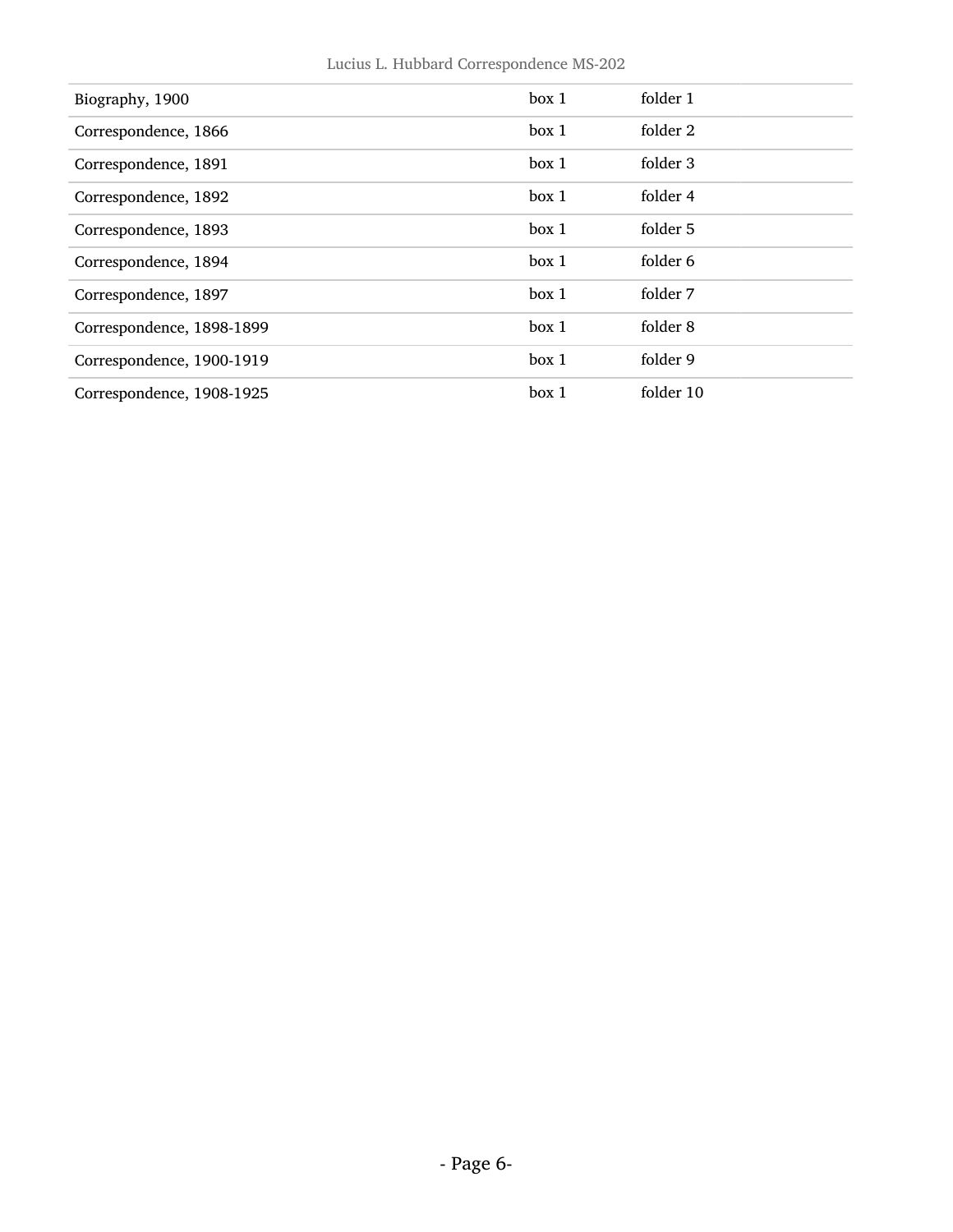| | | |
|---|---|---|
| Biography, 1900 | box 1 | folder 1 |
| Correspondence, 1866 | box 1 | folder 2 |
| Correspondence, 1891 | box 1 | folder 3 |
| Correspondence, 1892 | box 1 | folder 4 |
| Correspondence, 1893 | box 1 | folder 5 |
| Correspondence, 1894 | box 1 | folder 6 |
| Correspondence, 1897 | box 1 | folder 7 |
| Correspondence, 1898-1899 | box 1 | folder 8 |
| Correspondence, 1900-1919 | box 1 | folder 9 |
| Correspondence, 1908-1925 | box 1 | folder 10 |